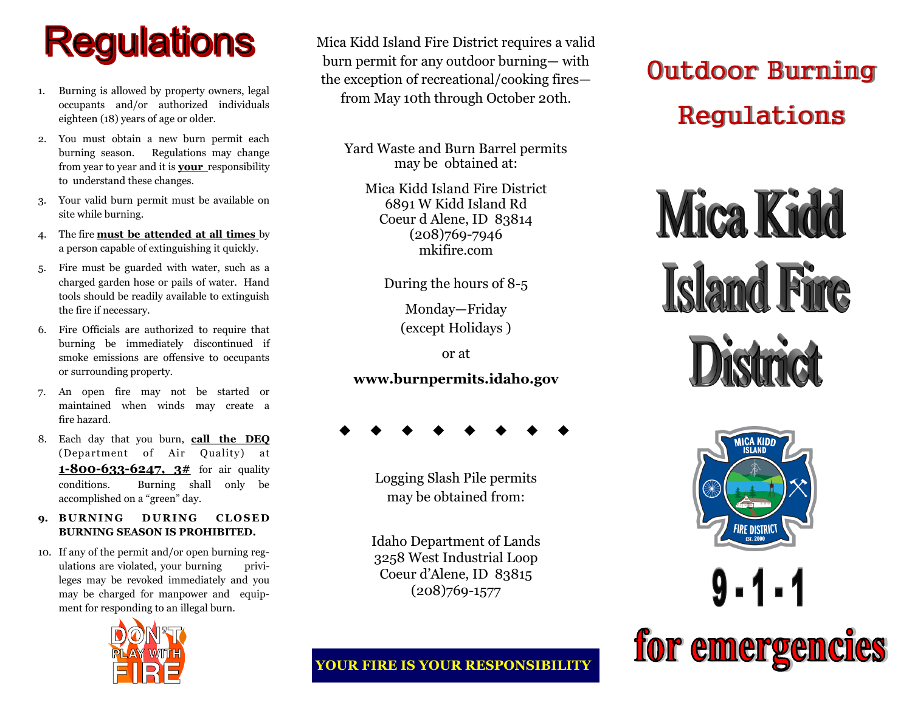# Regulations

1. Burning is allowed by property owners, legal occupants and/or authorized individuals eighteen (18) years of age or older.
2. You must obtain a new burn permit each burning season. Regulations may change from year to year and it is **your** responsibility to understand these changes.
3. Your valid burn permit must be available on site while burning.
4. The fire **must be attended at all times** by a person capable of extinguishing it quickly.
5. Fire must be guarded with water, such as a charged garden hose or pails of water. Hand tools should be readily available to extinguish the fire if necessary.
6. Fire Officials are authorized to require that burning be immediately discontinued if smoke emissions are offensive to occupants or surrounding property.
7. An open fire may not be started or maintained when winds may create a fire hazard.
8. Each day that you burn, **call the DEQ** (Department of Air Quality) at **1-800-633-6247, 3#** for air quality conditions. Burning shall only be accomplished on a "green" day.
9. **BURNING DURING CLOSED BURNING SEASON IS PROHIBITED.**
10. If any of the permit and/or open burning regulations are violated, your burning privileges may be revoked immediately and you may be charged for manpower and equipment for responding to an illegal burn.

DON'T PLAY WITH FIRE

Mica Kidd Island Fire District requires a valid burn permit for any outdoor burning— with the exception of recreational/cooking fires— from May 10th through October 20th.

Yard Waste and Burn Barrel permits may be obtained at:

Mica Kidd Island Fire District
6891 W Kidd Island Rd
Coeur d Alene, ID 83814
(208)769-7946
mkifire.com

During the hours of 8-5

Monday—Friday
(except Holidays )

or at

**www.burnpermits.idaho.gov**

◆ ◆ ◆ ◆ ◆ ◆ ◆ ◆

Logging Slash Pile permits may be obtained from:

Idaho Department of Lands
3258 West Industrial Loop
Coeur d'Alene, ID 83815
(208)769-1577

**YOUR FIRE IS YOUR RESPONSIBILITY**

# Outdoor Burning Regulations

# Mica Kidd Island Fire District

MICA KIDD ISLAND FIRE DISTRICT EST. 2000

# 9-1-1 for emergencies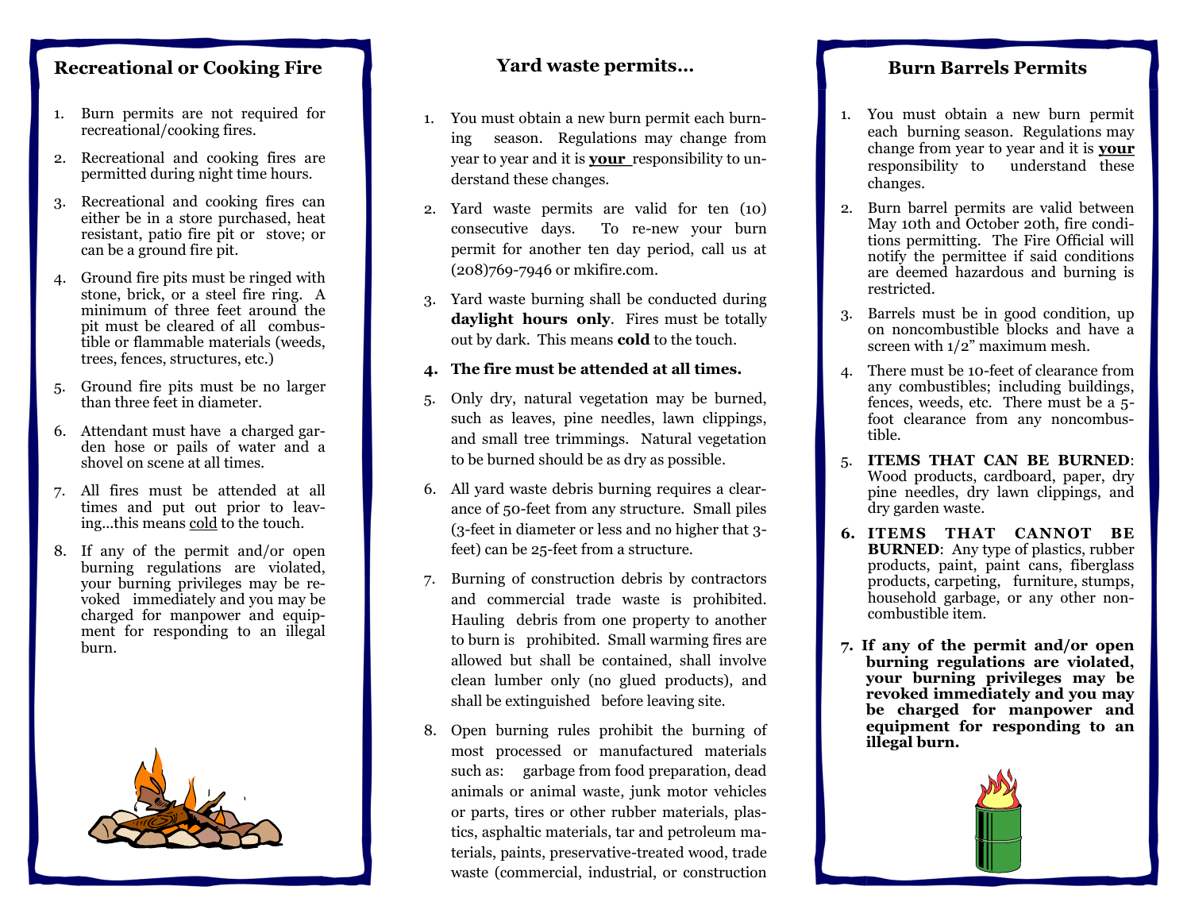## Recreational or Cooking Fire

1. Burn permits are not required for recreational/cooking fires.
2. Recreational and cooking fires are permitted during night time hours.
3. Recreational and cooking fires can either be in a store purchased, heat resistant, patio fire pit or stove; or can be a ground fire pit.
4. Ground fire pits must be ringed with stone, brick, or a steel fire ring. A minimum of three feet around the pit must be cleared of all combustible or flammable materials (weeds, trees, fences, structures, etc.)
5. Ground fire pits must be no larger than three feet in diameter.
6. Attendant must have a charged garden hose or pails of water and a shovel on scene at all times.
7. All fires must be attended at all times and put out prior to leaving...this means cold to the touch.
8. If any of the permit and/or open burning regulations are violated, your burning privileges may be revoked immediately and you may be charged for manpower and equipment for responding to an illegal burn.

## Yard waste permits...

1. You must obtain a new burn permit each burning season. Regulations may change from year to year and it is **your** responsibility to understand these changes.
2. Yard waste permits are valid for ten (10) consecutive days. To re-new your burn permit for another ten day period, call us at (208)769-7946 or mkifire.com.
3. Yard waste burning shall be conducted during **daylight hours only**. Fires must be totally out by dark. This means **cold** to the touch.
4. **The fire must be attended at all times.**
5. Only dry, natural vegetation may be burned, such as leaves, pine needles, lawn clippings, and small tree trimmings. Natural vegetation to be burned should be as dry as possible.
6. All yard waste debris burning requires a clearance of 50-feet from any structure. Small piles (3-feet in diameter or less and no higher that 3-feet) can be 25-feet from a structure.
7. Burning of construction debris by contractors and commercial trade waste is prohibited. Hauling debris from one property to another to burn is prohibited. Small warming fires are allowed but shall be contained, shall involve clean lumber only (no glued products), and shall be extinguished before leaving site.
8. Open burning rules prohibit the burning of most processed or manufactured materials such as: garbage from food preparation, dead animals or animal waste, junk motor vehicles or parts, tires or other rubber materials, plastics, asphaltic materials, tar and petroleum materials, paints, preservative-treated wood, trade waste (commercial, industrial, or construction

## Burn Barrels Permits

1. You must obtain a new burn permit each burning season. Regulations may change from year to year and it is **your** responsibility to understand these changes.
2. Burn barrel permits are valid between May 10th and October 20th, fire conditions permitting. The Fire Official will notify the permittee if said conditions are deemed hazardous and burning is restricted.
3. Barrels must be in good condition, up on noncombustible blocks and have a screen with 1/2" maximum mesh.
4. There must be 10-feet of clearance from any combustibles; including buildings, fences, weeds, etc. There must be a 5-foot clearance from any noncombustible.
5. **ITEMS THAT CAN BE BURNED**: Wood products, cardboard, paper, dry pine needles, dry lawn clippings, and dry garden waste.
6. **ITEMS THAT CANNOT BE BURNED**: Any type of plastics, rubber products, paint, paint cans, fiberglass products, carpeting, furniture, stumps, household garbage, or any other non-combustible item.
7. **If any of the permit and/or open burning regulations are violated, your burning privileges may be revoked immediately and you may be charged for manpower and equipment for responding to an illegal burn.**